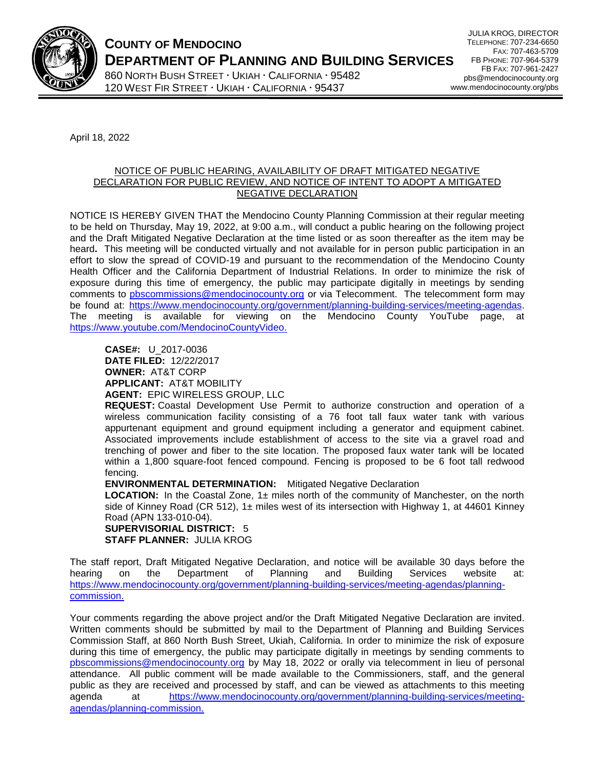# COUNTY OF MENDOCINO
## DEPARTMENT OF PLANNING AND BUILDING SERVICES

860 NORTH BUSH STREET · UKIAH · CALIFORNIA · 95482
120 WEST FIR STREET · UKIAH · CALIFORNIA · 95437

JULIA KROG, DIRECTOR
TELEPHONE: 707-234-6650
FAX: 707-463-5709
FB PHONE: 707-964-5379
FB FAX: 707-961-2427
pbs@mendocinocounty.org
www.mendocinocounty.org/pbs

April 18, 2022

NOTICE OF PUBLIC HEARING, AVAILABILITY OF DRAFT MITIGATED NEGATIVE DECLARATION FOR PUBLIC REVIEW, AND NOTICE OF INTENT TO ADOPT A MITIGATED NEGATIVE DECLARATION

NOTICE IS HEREBY GIVEN THAT the Mendocino County Planning Commission at their regular meeting to be held on Thursday, May 19, 2022, at 9:00 a.m., will conduct a public hearing on the following project and the Draft Mitigated Negative Declaration at the time listed or as soon thereafter as the item may be heard**.** This meeting will be conducted virtually and not available for in person public participation in an effort to slow the spread of COVID-19 and pursuant to the recommendation of the Mendocino County Health Officer and the California Department of Industrial Relations. In order to minimize the risk of exposure during this time of emergency, the public may participate digitally in meetings by sending comments to pbscommissions@mendocinocounty.org or via Telecomment. The telecomment form may be found at: https://www.mendocinocounty.org/government/planning-building-services/meeting-agendas. The meeting is available for viewing on the Mendocino County YouTube page, at https://www.youtube.com/MendocinoCountyVideo.

**CASE#:** U_2017-0036
**DATE FILED:** 12/22/2017
**OWNER:** AT&T CORP
**APPLICANT:** AT&T MOBILITY
**AGENT:** EPIC WIRELESS GROUP, LLC
**REQUEST:** Coastal Development Use Permit to authorize construction and operation of a wireless communication facility consisting of a 76 foot tall faux water tank with various appurtenant equipment and ground equipment including a generator and equipment cabinet. Associated improvements include establishment of access to the site via a gravel road and trenching of power and fiber to the site location. The proposed faux water tank will be located within a 1,800 square-foot fenced compound. Fencing is proposed to be 6 foot tall redwood fencing.
**ENVIRONMENTAL DETERMINATION:** Mitigated Negative Declaration
**LOCATION:** In the Coastal Zone, 1± miles north of the community of Manchester, on the north side of Kinney Road (CR 512), 1± miles west of its intersection with Highway 1, at 44601 Kinney Road (APN 133-010-04).
**SUPERVISORIAL DISTRICT:** 5
**STAFF PLANNER:** JULIA KROG

The staff report, Draft Mitigated Negative Declaration, and notice will be available 30 days before the hearing on the Department of Planning and Building Services website at: https://www.mendocinocounty.org/government/planning-building-services/meeting-agendas/planning-commission.

Your comments regarding the above project and/or the Draft Mitigated Negative Declaration are invited. Written comments should be submitted by mail to the Department of Planning and Building Services Commission Staff, at 860 North Bush Street, Ukiah, California. In order to minimize the risk of exposure during this time of emergency, the public may participate digitally in meetings by sending comments to pbscommissions@mendocinocounty.org by May 18, 2022 or orally via telecomment in lieu of personal attendance. All public comment will be made available to the Commissioners, staff, and the general public as they are received and processed by staff, and can be viewed as attachments to this meeting agenda at https://www.mendocinocounty.org/government/planning-building-services/meeting-agendas/planning-commission.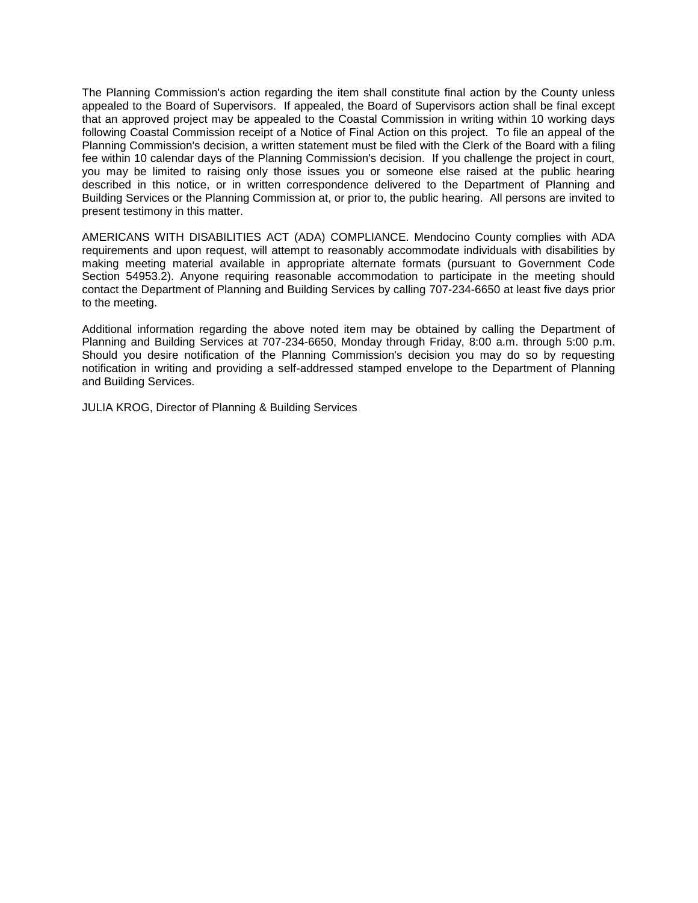The Planning Commission's action regarding the item shall constitute final action by the County unless appealed to the Board of Supervisors. If appealed, the Board of Supervisors action shall be final except that an approved project may be appealed to the Coastal Commission in writing within 10 working days following Coastal Commission receipt of a Notice of Final Action on this project. To file an appeal of the Planning Commission's decision, a written statement must be filed with the Clerk of the Board with a filing fee within 10 calendar days of the Planning Commission's decision. If you challenge the project in court, you may be limited to raising only those issues you or someone else raised at the public hearing described in this notice, or in written correspondence delivered to the Department of Planning and Building Services or the Planning Commission at, or prior to, the public hearing. All persons are invited to present testimony in this matter.

AMERICANS WITH DISABILITIES ACT (ADA) COMPLIANCE. Mendocino County complies with ADA requirements and upon request, will attempt to reasonably accommodate individuals with disabilities by making meeting material available in appropriate alternate formats (pursuant to Government Code Section 54953.2). Anyone requiring reasonable accommodation to participate in the meeting should contact the Department of Planning and Building Services by calling 707-234-6650 at least five days prior to the meeting.

Additional information regarding the above noted item may be obtained by calling the Department of Planning and Building Services at 707-234-6650, Monday through Friday, 8:00 a.m. through 5:00 p.m. Should you desire notification of the Planning Commission's decision you may do so by requesting notification in writing and providing a self-addressed stamped envelope to the Department of Planning and Building Services.

JULIA KROG, Director of Planning & Building Services